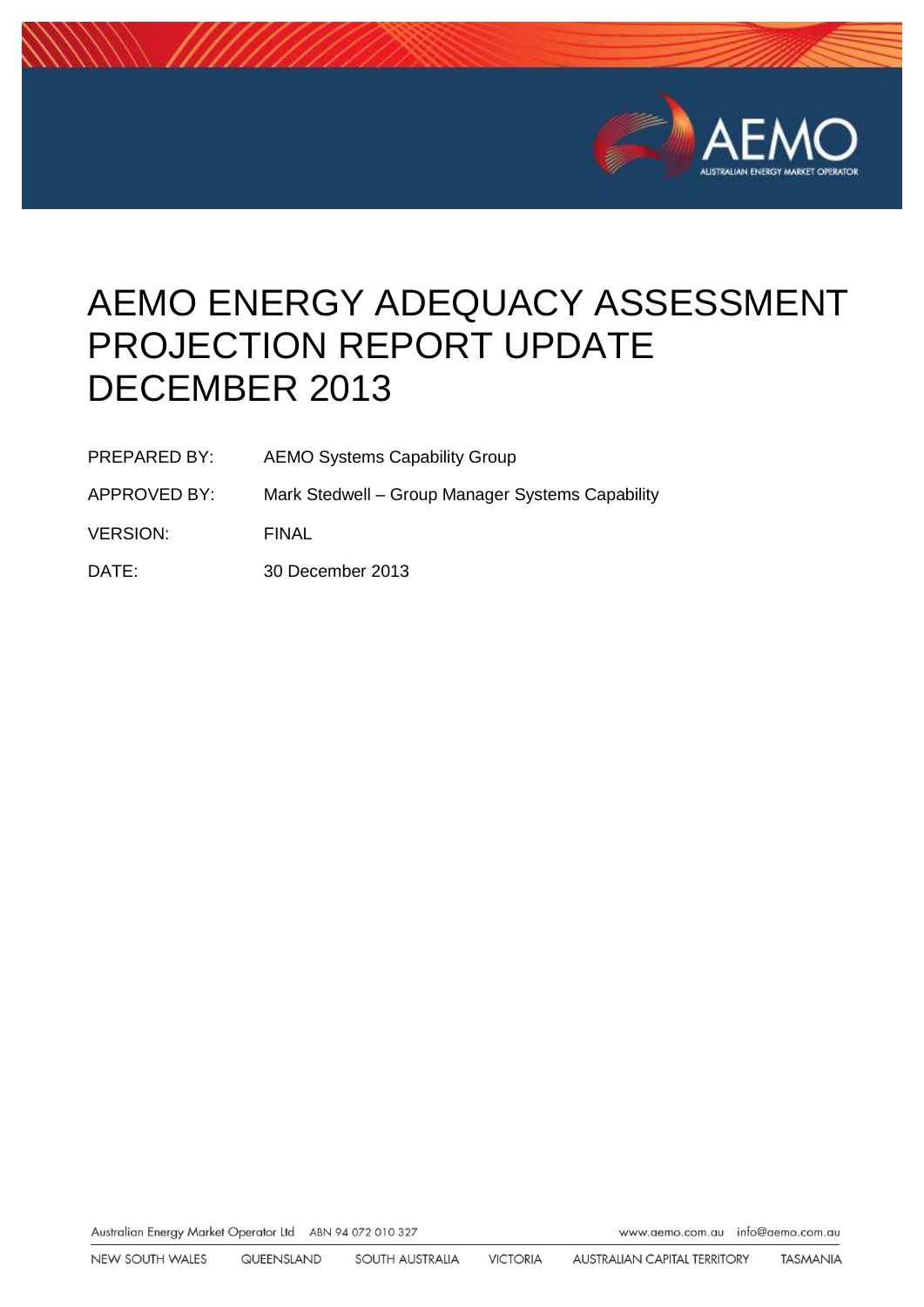# AEMO ENERGY ADEQUACY ASSESSMENT PROJECTION REPORT UPDATE DECEMBER 2013

| | |
|---|---|
| PREPARED BY: | AEMO Systems Capability Group |
| APPROVED BY: | Mark Stedwell – Group Manager Systems Capability |
| VERSION: | FINAL |
| DATE: | 30 December 2013 |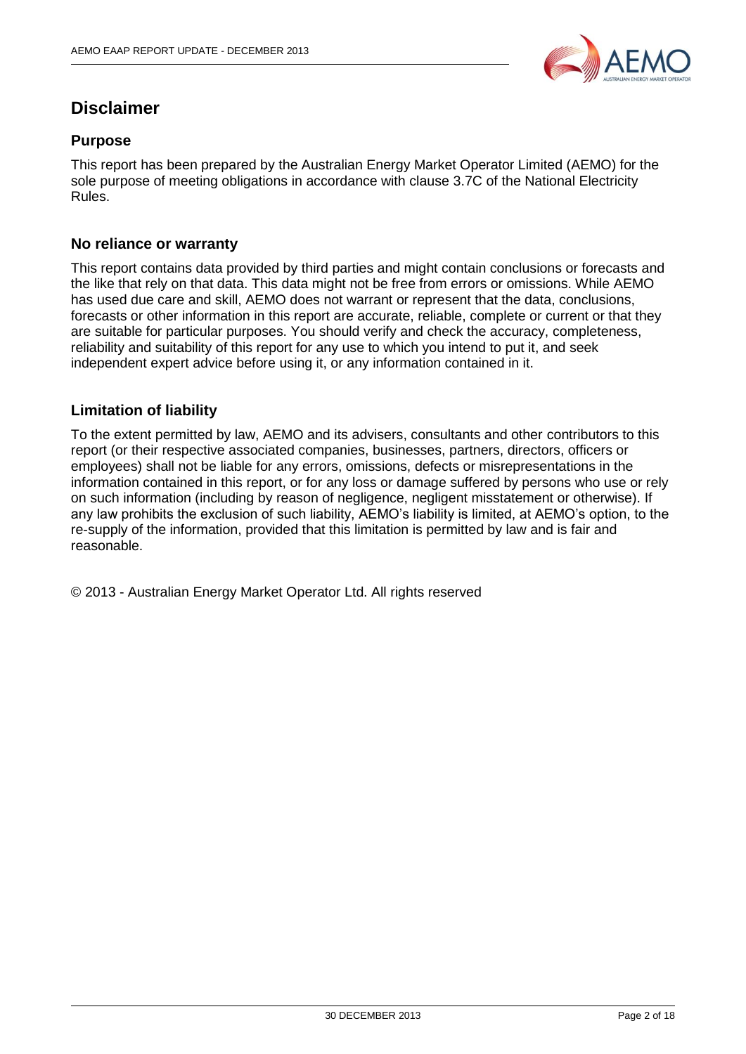# Disclaimer

## Purpose

This report has been prepared by the Australian Energy Market Operator Limited (AEMO) for the sole purpose of meeting obligations in accordance with clause 3.7C of the National Electricity Rules.

## No reliance or warranty

This report contains data provided by third parties and might contain conclusions or forecasts and the like that rely on that data. This data might not be free from errors or omissions. While AEMO has used due care and skill, AEMO does not warrant or represent that the data, conclusions, forecasts or other information in this report are accurate, reliable, complete or current or that they are suitable for particular purposes. You should verify and check the accuracy, completeness, reliability and suitability of this report for any use to which you intend to put it, and seek independent expert advice before using it, or any information contained in it.

## Limitation of liability

To the extent permitted by law, AEMO and its advisers, consultants and other contributors to this report (or their respective associated companies, businesses, partners, directors, officers or employees) shall not be liable for any errors, omissions, defects or misrepresentations in the information contained in this report, or for any loss or damage suffered by persons who use or rely on such information (including by reason of negligence, negligent misstatement or otherwise). If any law prohibits the exclusion of such liability, AEMO's liability is limited, at AEMO's option, to the re-supply of the information, provided that this limitation is permitted by law and is fair and reasonable.

© 2013 - Australian Energy Market Operator Ltd. All rights reserved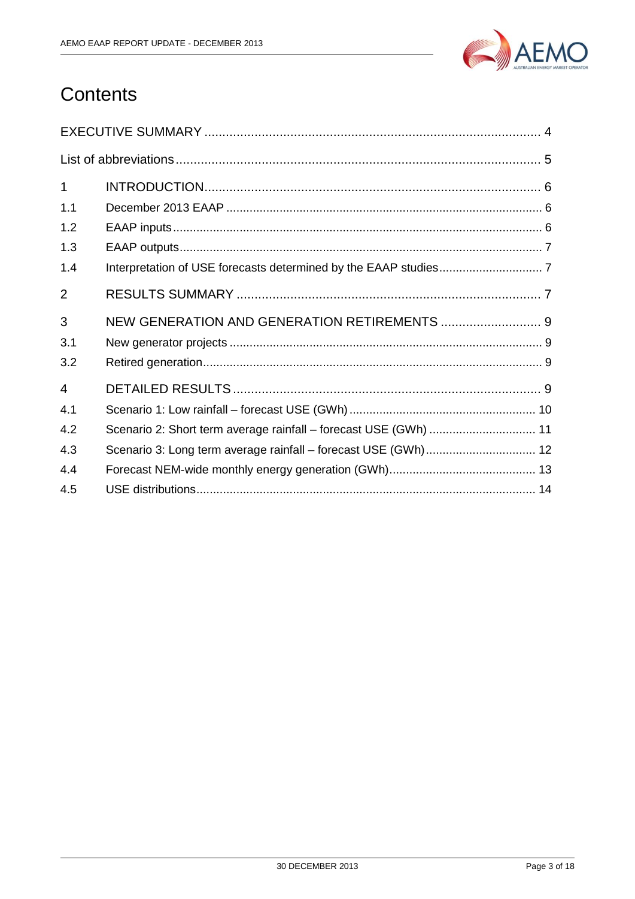# Contents

EXECUTIVE SUMMARY ..... 4

List of abbreviations ..... 5

1 INTRODUCTION ..... 6

1.1 December 2013 EAAP ..... 6

1.2 EAAP inputs ..... 6

1.3 EAAP outputs ..... 7

1.4 Interpretation of USE forecasts determined by the EAAP studies ..... 7

2 RESULTS SUMMARY ..... 7

3 NEW GENERATION AND GENERATION RETIREMENTS ..... 9

3.1 New generator projects ..... 9

3.2 Retired generation ..... 9

4 DETAILED RESULTS ..... 9

4.1 Scenario 1: Low rainfall – forecast USE (GWh) ..... 10

4.2 Scenario 2: Short term average rainfall – forecast USE (GWh) ..... 11

4.3 Scenario 3: Long term average rainfall – forecast USE (GWh) ..... 12

4.4 Forecast NEM-wide monthly energy generation (GWh) ..... 13

4.5 USE distributions ..... 14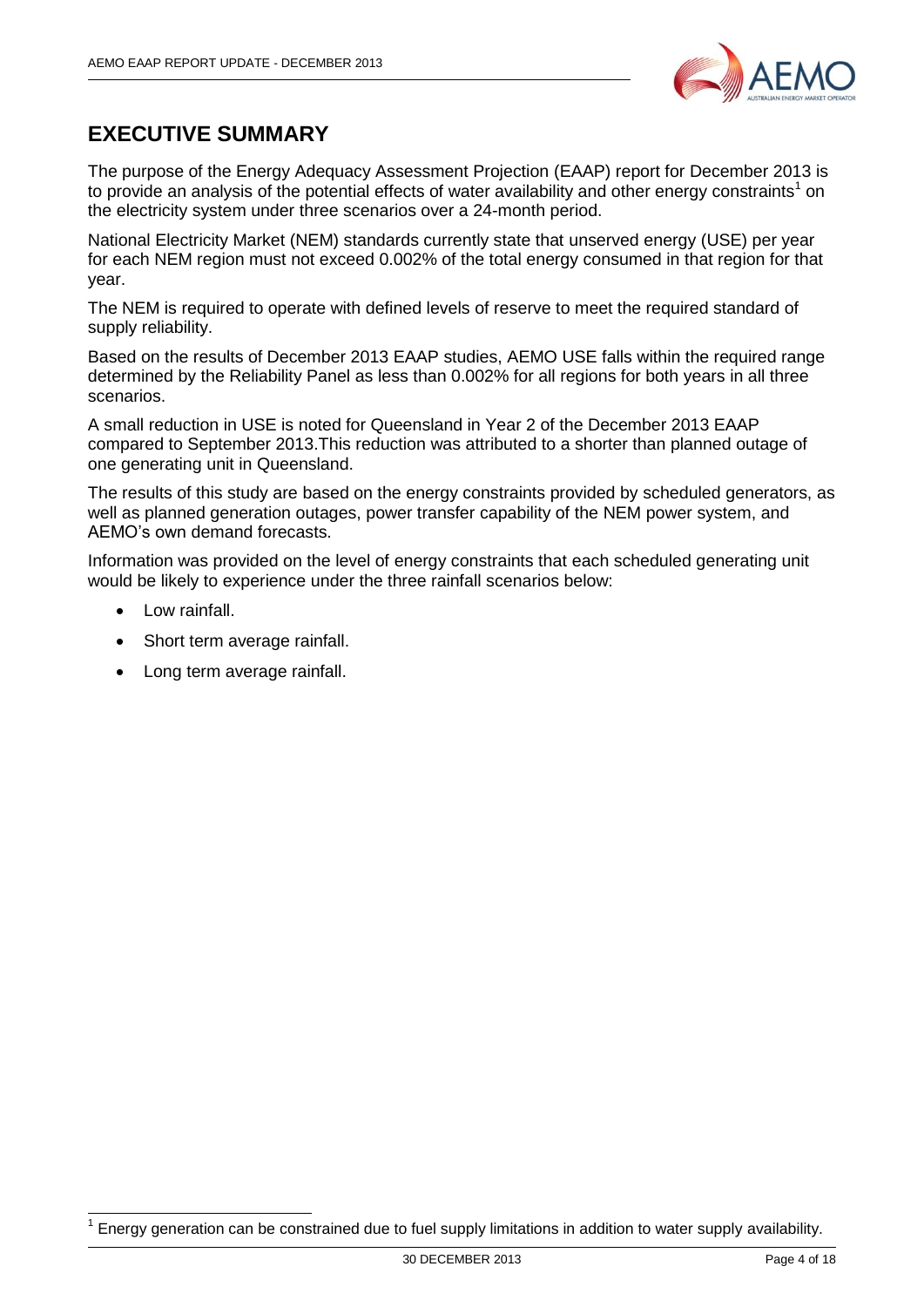# EXECUTIVE SUMMARY

The purpose of the Energy Adequacy Assessment Projection (EAAP) report for December 2013 is to provide an analysis of the potential effects of water availability and other energy constraints[1] on the electricity system under three scenarios over a 24-month period.

National Electricity Market (NEM) standards currently state that unserved energy (USE) per year for each NEM region must not exceed 0.002% of the total energy consumed in that region for that year.

The NEM is required to operate with defined levels of reserve to meet the required standard of supply reliability.

Based on the results of December 2013 EAAP studies, AEMO USE falls within the required range determined by the Reliability Panel as less than 0.002% for all regions for both years in all three scenarios.

A small reduction in USE is noted for Queensland in Year 2 of the December 2013 EAAP compared to September 2013.This reduction was attributed to a shorter than planned outage of one generating unit in Queensland.

The results of this study are based on the energy constraints provided by scheduled generators, as well as planned generation outages, power transfer capability of the NEM power system, and AEMO's own demand forecasts.

Information was provided on the level of energy constraints that each scheduled generating unit would be likely to experience under the three rainfall scenarios below:

- Low rainfall.
- Short term average rainfall.
- Long term average rainfall.

[1] Energy generation can be constrained due to fuel supply limitations in addition to water supply availability.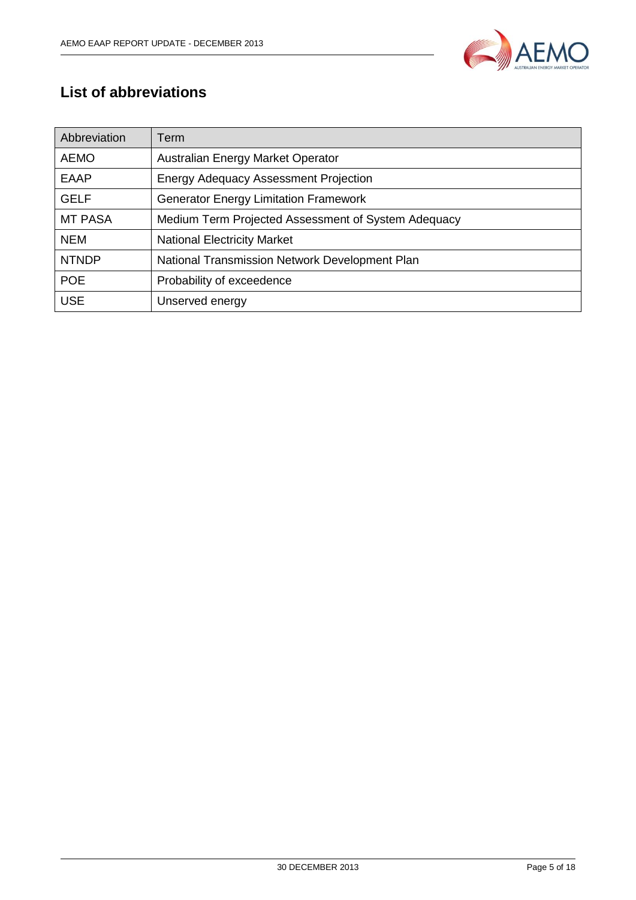## List of abbreviations

| Abbreviation | Term |
| --- | --- |
| AEMO | Australian Energy Market Operator |
| EAAP | Energy Adequacy Assessment Projection |
| GELF | Generator Energy Limitation Framework |
| MT PASA | Medium Term Projected Assessment of System Adequacy |
| NEM | National Electricity Market |
| NTNDP | National Transmission Network Development Plan |
| POE | Probability of exceedence |
| USE | Unserved energy |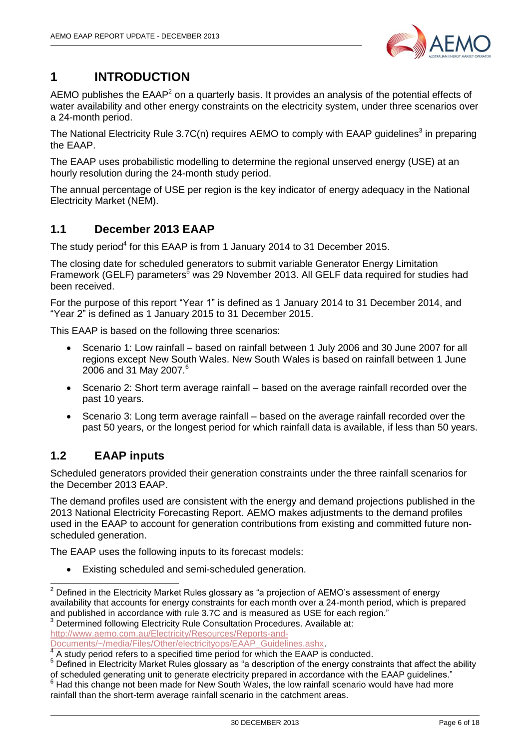# 1 INTRODUCTION

AEMO publishes the EAAP[2] on a quarterly basis. It provides an analysis of the potential effects of water availability and other energy constraints on the electricity system, under three scenarios over a 24-month period.

The National Electricity Rule 3.7C(n) requires AEMO to comply with EAAP guidelines[3] in preparing the EAAP.

The EAAP uses probabilistic modelling to determine the regional unserved energy (USE) at an hourly resolution during the 24-month study period.

The annual percentage of USE per region is the key indicator of energy adequacy in the National Electricity Market (NEM).

## 1.1 December 2013 EAAP

The study period[4] for this EAAP is from 1 January 2014 to 31 December 2015.

The closing date for scheduled generators to submit variable Generator Energy Limitation Framework (GELF) parameters[5] was 29 November 2013. All GELF data required for studies had been received.

For the purpose of this report "Year 1" is defined as 1 January 2014 to 31 December 2014, and "Year 2" is defined as 1 January 2015 to 31 December 2015.

This EAAP is based on the following three scenarios:

- Scenario 1: Low rainfall – based on rainfall between 1 July 2006 and 30 June 2007 for all regions except New South Wales. New South Wales is based on rainfall between 1 June 2006 and 31 May 2007.[6]
- Scenario 2: Short term average rainfall – based on the average rainfall recorded over the past 10 years.
- Scenario 3: Long term average rainfall – based on the average rainfall recorded over the past 50 years, or the longest period for which rainfall data is available, if less than 50 years.

## 1.2 EAAP inputs

Scheduled generators provided their generation constraints under the three rainfall scenarios for the December 2013 EAAP.

The demand profiles used are consistent with the energy and demand projections published in the 2013 National Electricity Forecasting Report. AEMO makes adjustments to the demand profiles used in the EAAP to account for generation contributions from existing and committed future non-scheduled generation.

The EAAP uses the following inputs to its forecast models:

- Existing scheduled and semi-scheduled generation.

---

[2] Defined in the Electricity Market Rules glossary as "a projection of AEMO's assessment of energy availability that accounts for energy constraints for each month over a 24-month period, which is prepared and published in accordance with rule 3.7C and is measured as USE for each region."

[3] Determined following Electricity Rule Consultation Procedures. Available at: http://www.aemo.com.au/Electricity/Resources/Reports-and-Documents/~/media/Files/Other/electricityops/EAAP_Guidelines.ashx.

[4] A study period refers to a specified time period for which the EAAP is conducted.

[5] Defined in Electricity Market Rules glossary as "a description of the energy constraints that affect the ability of scheduled generating unit to generate electricity prepared in accordance with the EAAP guidelines."

[6] Had this change not been made for New South Wales, the low rainfall scenario would have had more rainfall than the short-term average rainfall scenario in the catchment areas.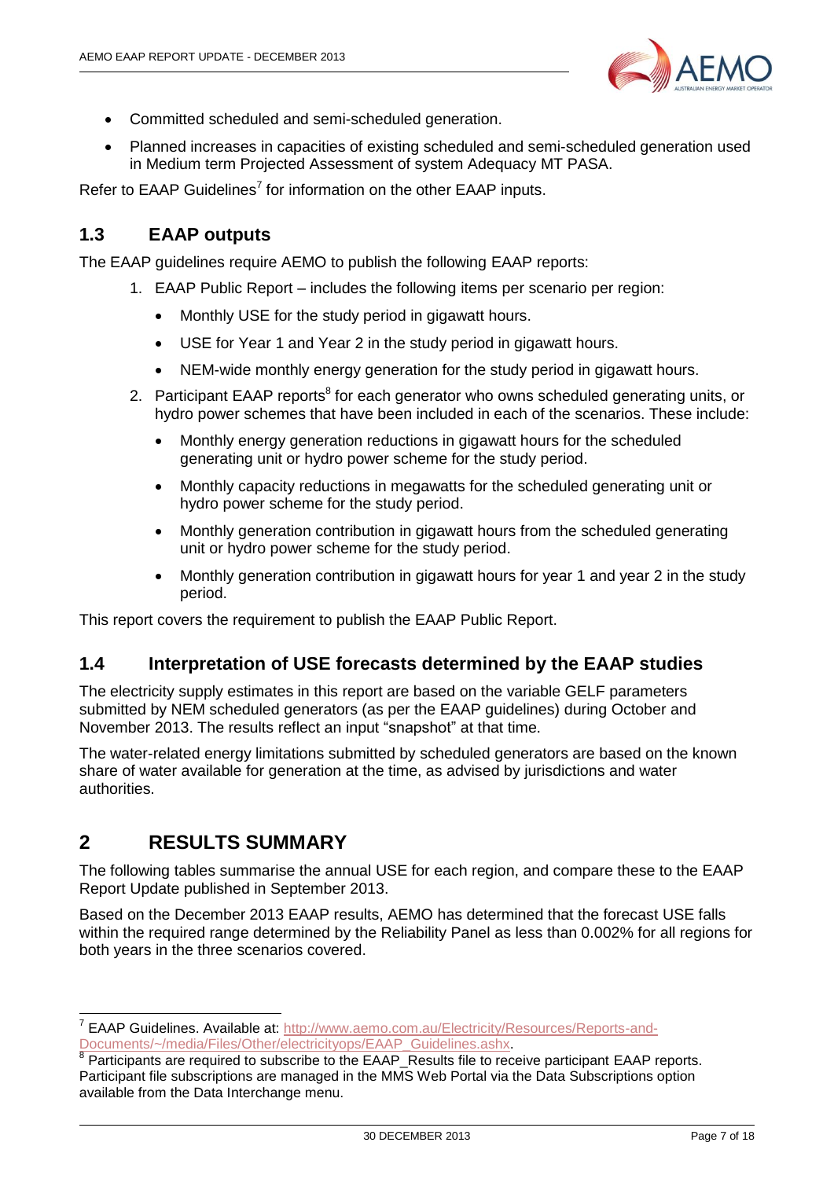- Committed scheduled and semi-scheduled generation.
- Planned increases in capacities of existing scheduled and semi-scheduled generation used in Medium term Projected Assessment of system Adequacy MT PASA.

Refer to EAAP Guidelines[7] for information on the other EAAP inputs.

## 1.3 EAAP outputs

The EAAP guidelines require AEMO to publish the following EAAP reports:

1. EAAP Public Report – includes the following items per scenario per region:
   - Monthly USE for the study period in gigawatt hours.
   - USE for Year 1 and Year 2 in the study period in gigawatt hours.
   - NEM-wide monthly energy generation for the study period in gigawatt hours.
2. Participant EAAP reports[8] for each generator who owns scheduled generating units, or hydro power schemes that have been included in each of the scenarios. These include:
   - Monthly energy generation reductions in gigawatt hours for the scheduled generating unit or hydro power scheme for the study period.
   - Monthly capacity reductions in megawatts for the scheduled generating unit or hydro power scheme for the study period.
   - Monthly generation contribution in gigawatt hours from the scheduled generating unit or hydro power scheme for the study period.
   - Monthly generation contribution in gigawatt hours for year 1 and year 2 in the study period.

This report covers the requirement to publish the EAAP Public Report.

## 1.4 Interpretation of USE forecasts determined by the EAAP studies

The electricity supply estimates in this report are based on the variable GELF parameters submitted by NEM scheduled generators (as per the EAAP guidelines) during October and November 2013. The results reflect an input "snapshot" at that time.

The water-related energy limitations submitted by scheduled generators are based on the known share of water available for generation at the time, as advised by jurisdictions and water authorities.

# 2 RESULTS SUMMARY

The following tables summarise the annual USE for each region, and compare these to the EAAP Report Update published in September 2013.

Based on the December 2013 EAAP results, AEMO has determined that the forecast USE falls within the required range determined by the Reliability Panel as less than 0.002% for all regions for both years in the three scenarios covered.

---

[7] EAAP Guidelines. Available at: http://www.aemo.com.au/Electricity/Resources/Reports-and-Documents/~/media/Files/Other/electricityops/EAAP_Guidelines.ashx.

[8] Participants are required to subscribe to the EAAP_Results file to receive participant EAAP reports. Participant file subscriptions are managed in the MMS Web Portal via the Data Subscriptions option available from the Data Interchange menu.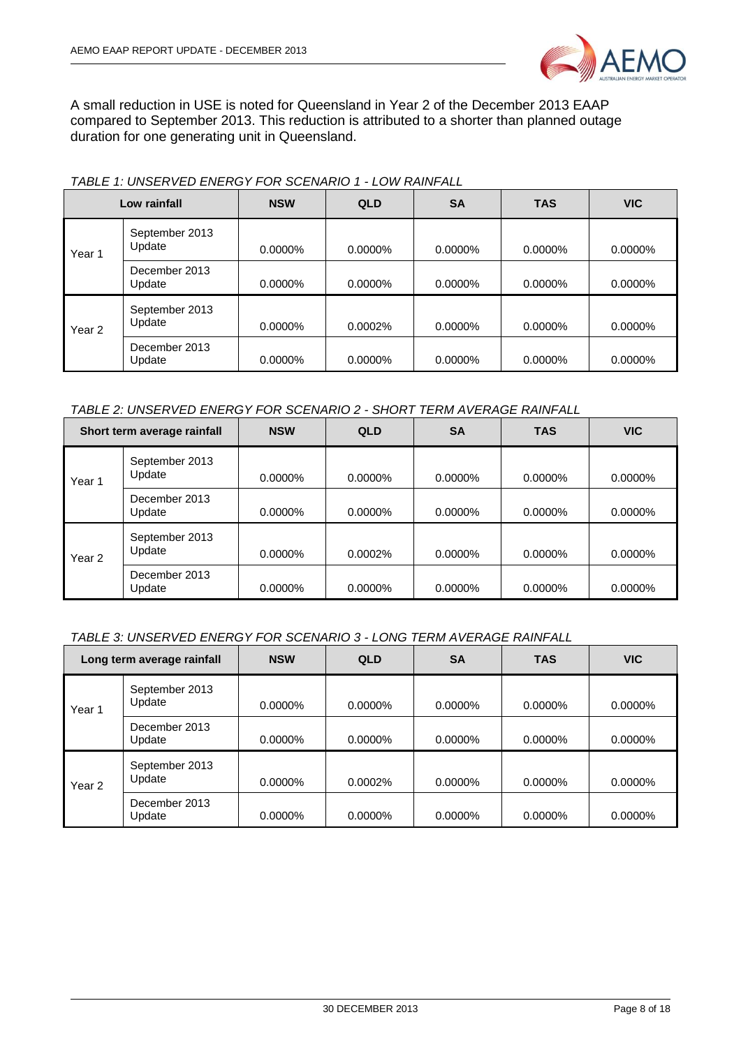A small reduction in USE is noted for Queensland in Year 2 of the December 2013 EAAP compared to September 2013. This reduction is attributed to a shorter than planned outage duration for one generating unit in Queensland.

*TABLE 1: UNSERVED ENERGY FOR SCENARIO 1 - LOW RAINFALL*

| Low rainfall | | NSW | QLD | SA | TAS | VIC |
|---|---|---|---|---|---|---|
| Year 1 | September 2013 Update | 0.0000% | 0.0000% | 0.0000% | 0.0000% | 0.0000% |
| | December 2013 Update | 0.0000% | 0.0000% | 0.0000% | 0.0000% | 0.0000% |
| Year 2 | September 2013 Update | 0.0000% | 0.0002% | 0.0000% | 0.0000% | 0.0000% |
| | December 2013 Update | 0.0000% | 0.0000% | 0.0000% | 0.0000% | 0.0000% |

*TABLE 2: UNSERVED ENERGY FOR SCENARIO 2 - SHORT TERM AVERAGE RAINFALL*

| Short term average rainfall | | NSW | QLD | SA | TAS | VIC |
|---|---|---|---|---|---|---|
| Year 1 | September 2013 Update | 0.0000% | 0.0000% | 0.0000% | 0.0000% | 0.0000% |
| | December 2013 Update | 0.0000% | 0.0000% | 0.0000% | 0.0000% | 0.0000% |
| Year 2 | September 2013 Update | 0.0000% | 0.0002% | 0.0000% | 0.0000% | 0.0000% |
| | December 2013 Update | 0.0000% | 0.0000% | 0.0000% | 0.0000% | 0.0000% |

*TABLE 3: UNSERVED ENERGY FOR SCENARIO 3 - LONG TERM AVERAGE RAINFALL*

| Long term average rainfall | | NSW | QLD | SA | TAS | VIC |
|---|---|---|---|---|---|---|
| Year 1 | September 2013 Update | 0.0000% | 0.0000% | 0.0000% | 0.0000% | 0.0000% |
| | December 2013 Update | 0.0000% | 0.0000% | 0.0000% | 0.0000% | 0.0000% |
| Year 2 | September 2013 Update | 0.0000% | 0.0002% | 0.0000% | 0.0000% | 0.0000% |
| | December 2013 Update | 0.0000% | 0.0000% | 0.0000% | 0.0000% | 0.0000% |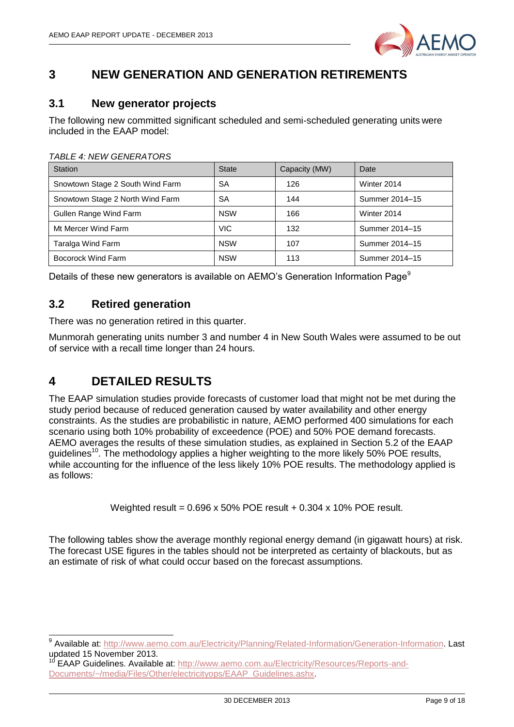# 3 NEW GENERATION AND GENERATION RETIREMENTS

## 3.1 New generator projects

The following new committed significant scheduled and semi-scheduled generating units were included in the EAAP model:

*TABLE 4: NEW GENERATORS*

| Station | State | Capacity (MW) | Date |
|---|---|---|---|
| Snowtown Stage 2 South Wind Farm | SA | 126 | Winter 2014 |
| Snowtown Stage 2 North Wind Farm | SA | 144 | Summer 2014–15 |
| Gullen Range Wind Farm | NSW | 166 | Winter 2014 |
| Mt Mercer Wind Farm | VIC | 132 | Summer 2014–15 |
| Taralga Wind Farm | NSW | 107 | Summer 2014–15 |
| Bocorock Wind Farm | NSW | 113 | Summer 2014–15 |

Details of these new generators is available on AEMO's Generation Information Page[9]

## 3.2 Retired generation

There was no generation retired in this quarter.

Munmorah generating units number 3 and number 4 in New South Wales were assumed to be out of service with a recall time longer than 24 hours.

# 4 DETAILED RESULTS

The EAAP simulation studies provide forecasts of customer load that might not be met during the study period because of reduced generation caused by water availability and other energy constraints. As the studies are probabilistic in nature, AEMO performed 400 simulations for each scenario using both 10% probability of exceedence (POE) and 50% POE demand forecasts. AEMO averages the results of these simulation studies, as explained in Section 5.2 of the EAAP guidelines[10]. The methodology applies a higher weighting to the more likely 50% POE results, while accounting for the influence of the less likely 10% POE results. The methodology applied is as follows:

$$\text{Weighted result} = 0.696 \times 50\% \text{ POE result} + 0.304 \times 10\% \text{ POE result.}$$

The following tables show the average monthly regional energy demand (in gigawatt hours) at risk. The forecast USE figures in the tables should not be interpreted as certainty of blackouts, but as an estimate of risk of what could occur based on the forecast assumptions.

---

[9] Available at: http://www.aemo.com.au/Electricity/Planning/Related-Information/Generation-Information. Last updated 15 November 2013.

[10] EAAP Guidelines. Available at: http://www.aemo.com.au/Electricity/Resources/Reports-and-Documents/~/media/Files/Other/electricityops/EAAP_Guidelines.ashx.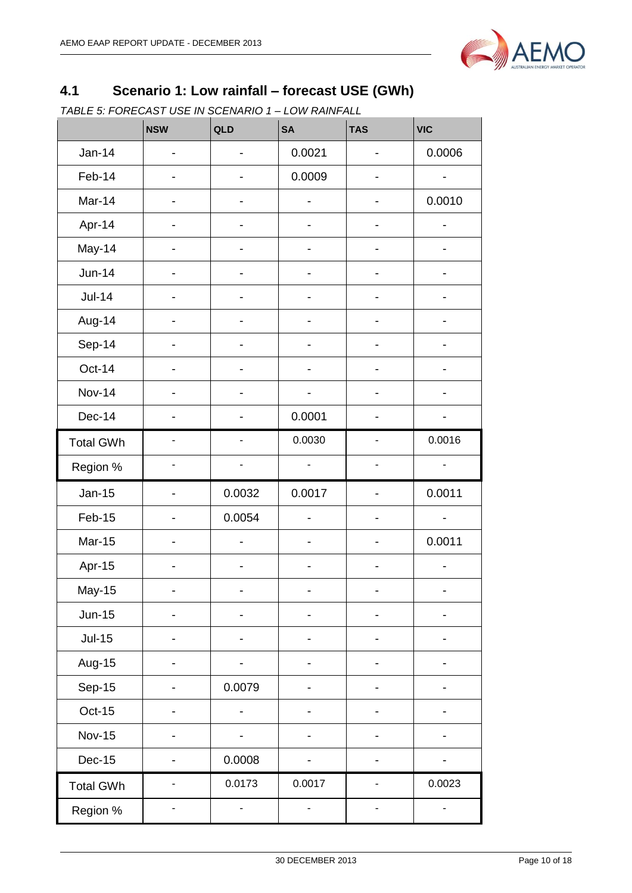## 4.1 Scenario 1: Low rainfall – forecast USE (GWh)

*TABLE 5: FORECAST USE IN SCENARIO 1 – LOW RAINFALL*

| | NSW | QLD | SA | TAS | VIC |
|---|---|---|---|---|---|
| Jan-14 | - | - | 0.0021 | - | 0.0006 |
| Feb-14 | - | - | 0.0009 | - | - |
| Mar-14 | - | - | - | - | 0.0010 |
| Apr-14 | - | - | - | - | - |
| May-14 | - | - | - | - | - |
| Jun-14 | - | - | - | - | - |
| Jul-14 | - | - | - | - | - |
| Aug-14 | - | - | - | - | - |
| Sep-14 | - | - | - | - | - |
| Oct-14 | - | - | - | - | - |
| Nov-14 | - | - | - | - | - |
| Dec-14 | - | - | 0.0001 | - | - |
| Total GWh | - | - | 0.0030 | - | 0.0016 |
| Region % | - | - | - | - | - |
| Jan-15 | - | 0.0032 | 0.0017 | - | 0.0011 |
| Feb-15 | - | 0.0054 | - | - | - |
| Mar-15 | - | - | - | - | 0.0011 |
| Apr-15 | - | - | - | - | - |
| May-15 | - | - | - | - | - |
| Jun-15 | - | - | - | - | - |
| Jul-15 | - | - | - | - | - |
| Aug-15 | - | - | - | - | - |
| Sep-15 | - | 0.0079 | - | - | - |
| Oct-15 | - | - | - | - | - |
| Nov-15 | - | - | - | - | - |
| Dec-15 | - | 0.0008 | - | - | - |
| Total GWh | - | 0.0173 | 0.0017 | - | 0.0023 |
| Region % | - | - | - | - | - |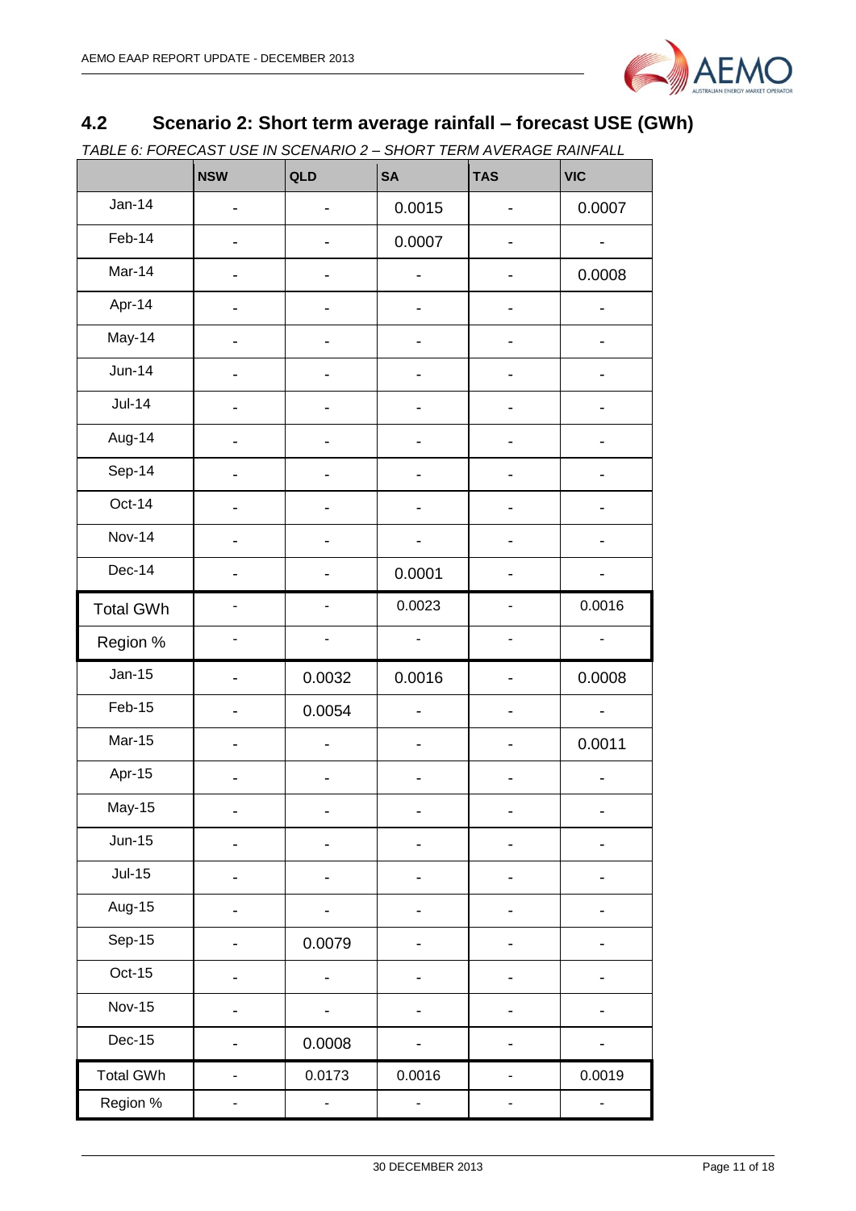## 4.2 Scenario 2: Short term average rainfall – forecast USE (GWh)

*TABLE 6: FORECAST USE IN SCENARIO 2 – SHORT TERM AVERAGE RAINFALL*

| | NSW | QLD | SA | TAS | VIC |
|---|---|---|---|---|---|
| Jan-14 | - | - | 0.0015 | - | 0.0007 |
| Feb-14 | - | - | 0.0007 | - | - |
| Mar-14 | - | - | - | - | 0.0008 |
| Apr-14 | - | - | - | - | - |
| May-14 | - | - | - | - | - |
| Jun-14 | - | - | - | - | - |
| Jul-14 | - | - | - | - | - |
| Aug-14 | - | - | - | - | - |
| Sep-14 | - | - | - | - | - |
| Oct-14 | - | - | - | - | - |
| Nov-14 | - | - | - | - | - |
| Dec-14 | - | - | 0.0001 | - | - |
| Total GWh | - | - | 0.0023 | - | 0.0016 |
| Region % | - | - | - | - | - |
| Jan-15 | - | 0.0032 | 0.0016 | - | 0.0008 |
| Feb-15 | - | 0.0054 | - | - | - |
| Mar-15 | - | - | - | - | 0.0011 |
| Apr-15 | - | - | - | - | - |
| May-15 | - | - | - | - | - |
| Jun-15 | - | - | - | - | - |
| Jul-15 | - | - | - | - | - |
| Aug-15 | - | - | - | - | - |
| Sep-15 | - | 0.0079 | - | - | - |
| Oct-15 | - | - | - | - | - |
| Nov-15 | - | - | - | - | - |
| Dec-15 | - | 0.0008 | - | - | - |
| Total GWh | - | 0.0173 | 0.0016 | - | 0.0019 |
| Region % | - | - | - | - | - |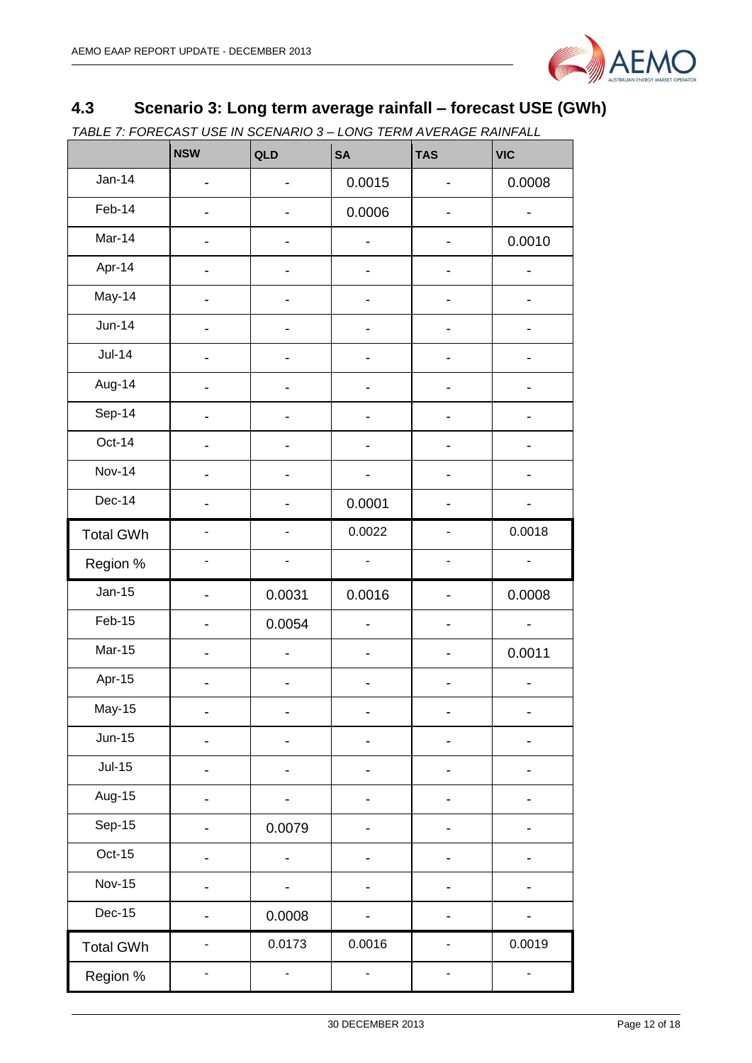## 4.3 Scenario 3: Long term average rainfall – forecast USE (GWh)

*TABLE 7: FORECAST USE IN SCENARIO 3 – LONG TERM AVERAGE RAINFALL*

| | NSW | QLD | SA | TAS | VIC |
|---|---|---|---|---|---|
| Jan-14 | - | - | 0.0015 | - | 0.0008 |
| Feb-14 | - | - | 0.0006 | - | - |
| Mar-14 | - | - | - | - | 0.0010 |
| Apr-14 | - | - | - | - | - |
| May-14 | - | - | - | - | - |
| Jun-14 | - | - | - | - | - |
| Jul-14 | - | - | - | - | - |
| Aug-14 | - | - | - | - | - |
| Sep-14 | - | - | - | - | - |
| Oct-14 | - | - | - | - | - |
| Nov-14 | - | - | - | - | - |
| Dec-14 | - | - | 0.0001 | - | - |
| Total GWh | - | - | 0.0022 | - | 0.0018 |
| Region % | - | - | - | - | - |
| Jan-15 | - | 0.0031 | 0.0016 | - | 0.0008 |
| Feb-15 | - | 0.0054 | - | - | - |
| Mar-15 | - | - | - | - | 0.0011 |
| Apr-15 | - | - | - | - | - |
| May-15 | - | - | - | - | - |
| Jun-15 | - | - | - | - | - |
| Jul-15 | - | - | - | - | - |
| Aug-15 | - | - | - | - | - |
| Sep-15 | - | 0.0079 | - | - | - |
| Oct-15 | - | - | - | - | - |
| Nov-15 | - | - | - | - | - |
| Dec-15 | - | 0.0008 | - | - | - |
| Total GWh | - | 0.0173 | 0.0016 | - | 0.0019 |
| Region % | - | - | - | - | - |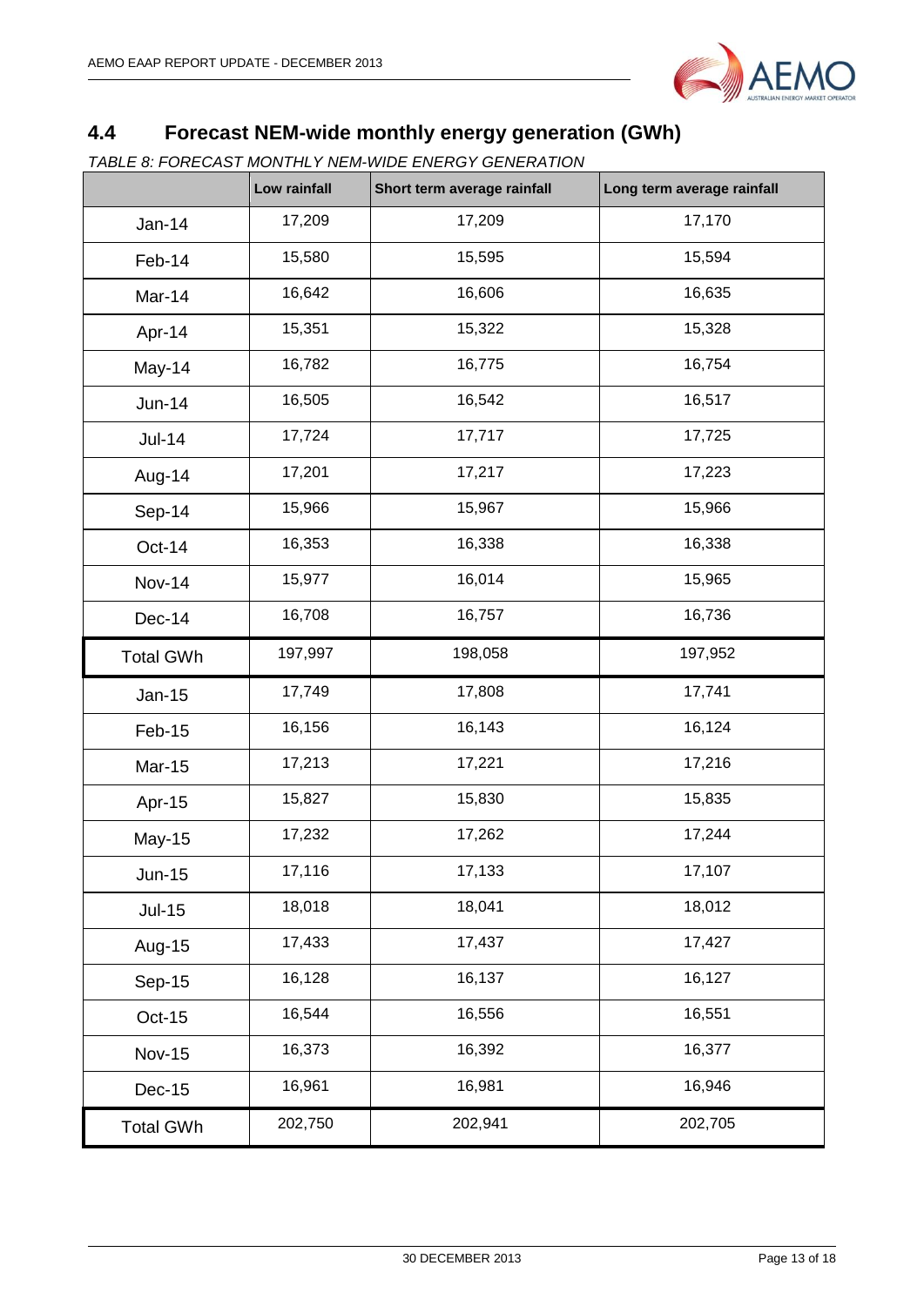## 4.4 Forecast NEM-wide monthly energy generation (GWh)

*TABLE 8: FORECAST MONTHLY NEM-WIDE ENERGY GENERATION*

| | Low rainfall | Short term average rainfall | Long term average rainfall |
|---|---|---|---|
| Jan-14 | 17,209 | 17,209 | 17,170 |
| Feb-14 | 15,580 | 15,595 | 15,594 |
| Mar-14 | 16,642 | 16,606 | 16,635 |
| Apr-14 | 15,351 | 15,322 | 15,328 |
| May-14 | 16,782 | 16,775 | 16,754 |
| Jun-14 | 16,505 | 16,542 | 16,517 |
| Jul-14 | 17,724 | 17,717 | 17,725 |
| Aug-14 | 17,201 | 17,217 | 17,223 |
| Sep-14 | 15,966 | 15,967 | 15,966 |
| Oct-14 | 16,353 | 16,338 | 16,338 |
| Nov-14 | 15,977 | 16,014 | 15,965 |
| Dec-14 | 16,708 | 16,757 | 16,736 |
| Total GWh | 197,997 | 198,058 | 197,952 |
| Jan-15 | 17,749 | 17,808 | 17,741 |
| Feb-15 | 16,156 | 16,143 | 16,124 |
| Mar-15 | 17,213 | 17,221 | 17,216 |
| Apr-15 | 15,827 | 15,830 | 15,835 |
| May-15 | 17,232 | 17,262 | 17,244 |
| Jun-15 | 17,116 | 17,133 | 17,107 |
| Jul-15 | 18,018 | 18,041 | 18,012 |
| Aug-15 | 17,433 | 17,437 | 17,427 |
| Sep-15 | 16,128 | 16,137 | 16,127 |
| Oct-15 | 16,544 | 16,556 | 16,551 |
| Nov-15 | 16,373 | 16,392 | 16,377 |
| Dec-15 | 16,961 | 16,981 | 16,946 |
| Total GWh | 202,750 | 202,941 | 202,705 |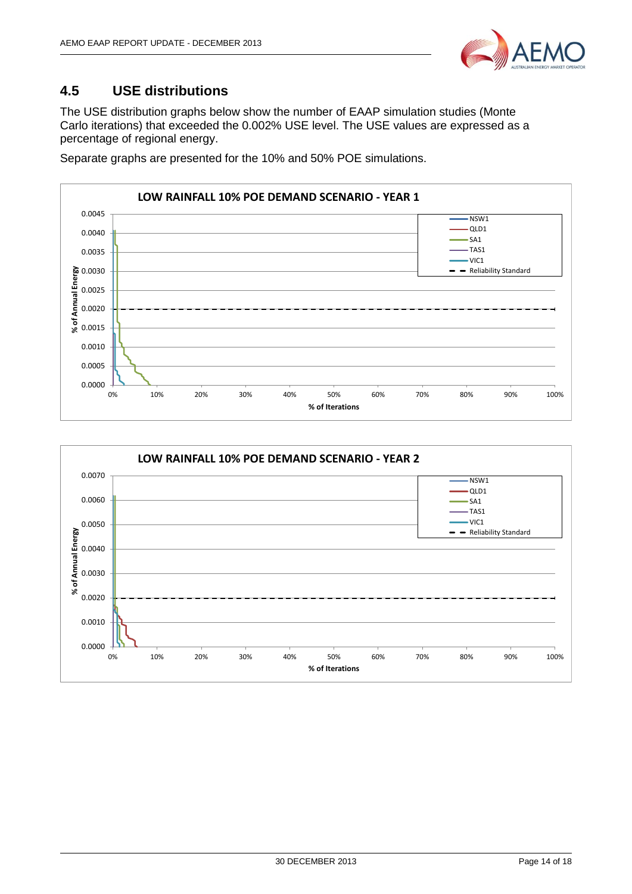## 4.5 USE distributions

The USE distribution graphs below show the number of EAAP simulation studies (Monte Carlo iterations) that exceeded the 0.002% USE level. The USE values are expressed as a percentage of regional energy.

Separate graphs are presented for the 10% and 50% POE simulations.

**LOW RAINFALL 10% POE DEMAND SCENARIO - YEAR 1**

**LOW RAINFALL 10% POE DEMAND SCENARIO - YEAR 2**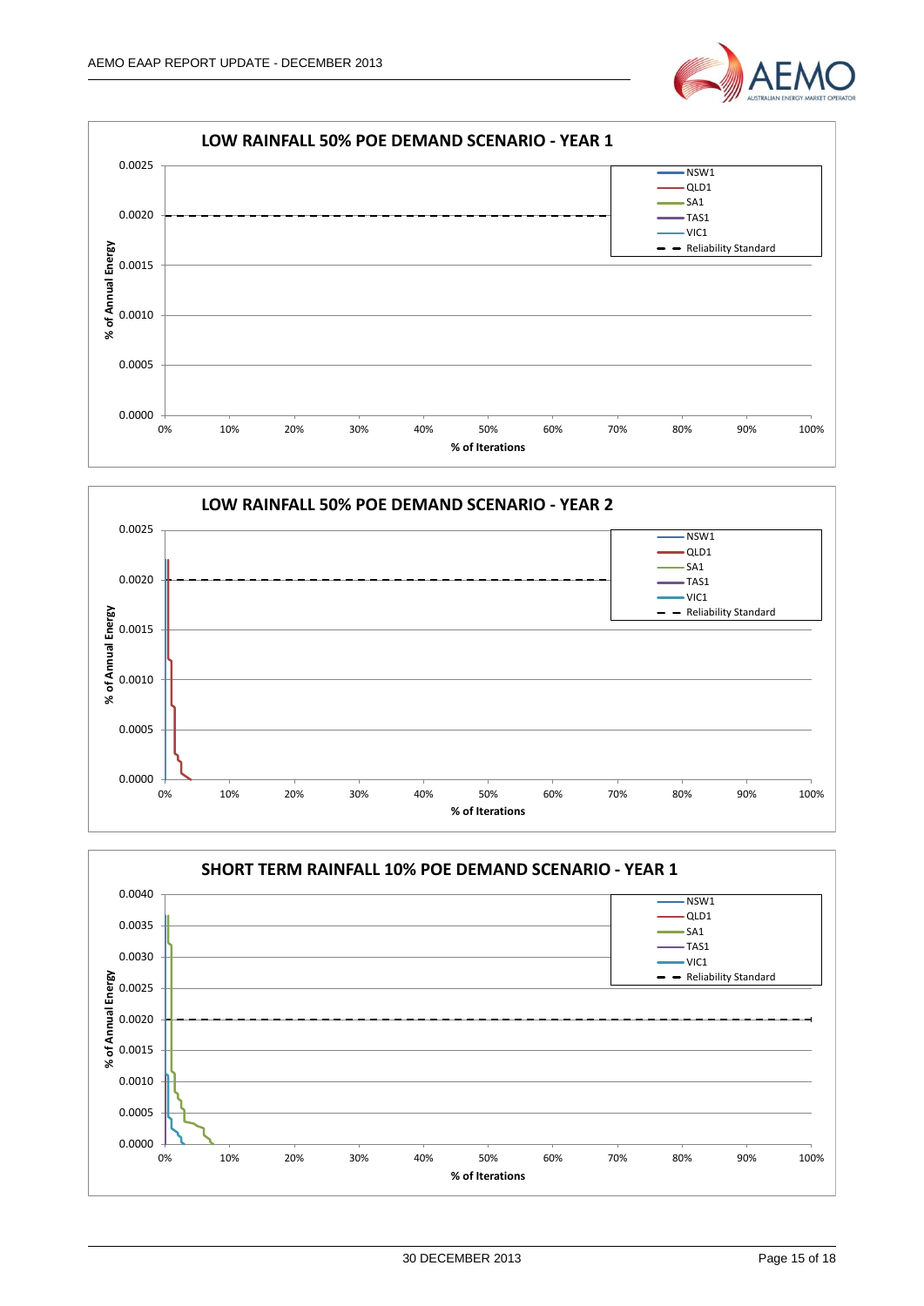**LOW RAINFALL 50% POE DEMAND SCENARIO - YEAR 1**

% of Annual Energy (y-axis: 0.0000 – 0.0025); % of Iterations (x-axis: 0% – 100%)

Legend: NSW1, QLD1, SA1, TAS1, VIC1, Reliability Standard

**LOW RAINFALL 50% POE DEMAND SCENARIO - YEAR 2**

% of Annual Energy (y-axis: 0.0000 – 0.0025); % of Iterations (x-axis: 0% – 100%)

Legend: NSW1, QLD1, SA1, TAS1, VIC1, Reliability Standard

**SHORT TERM RAINFALL 10% POE DEMAND SCENARIO - YEAR 1**

% of Annual Energy (y-axis: 0.0000 – 0.0040); % of Iterations (x-axis: 0% – 100%)

Legend: NSW1, QLD1, SA1, TAS1, VIC1, Reliability Standard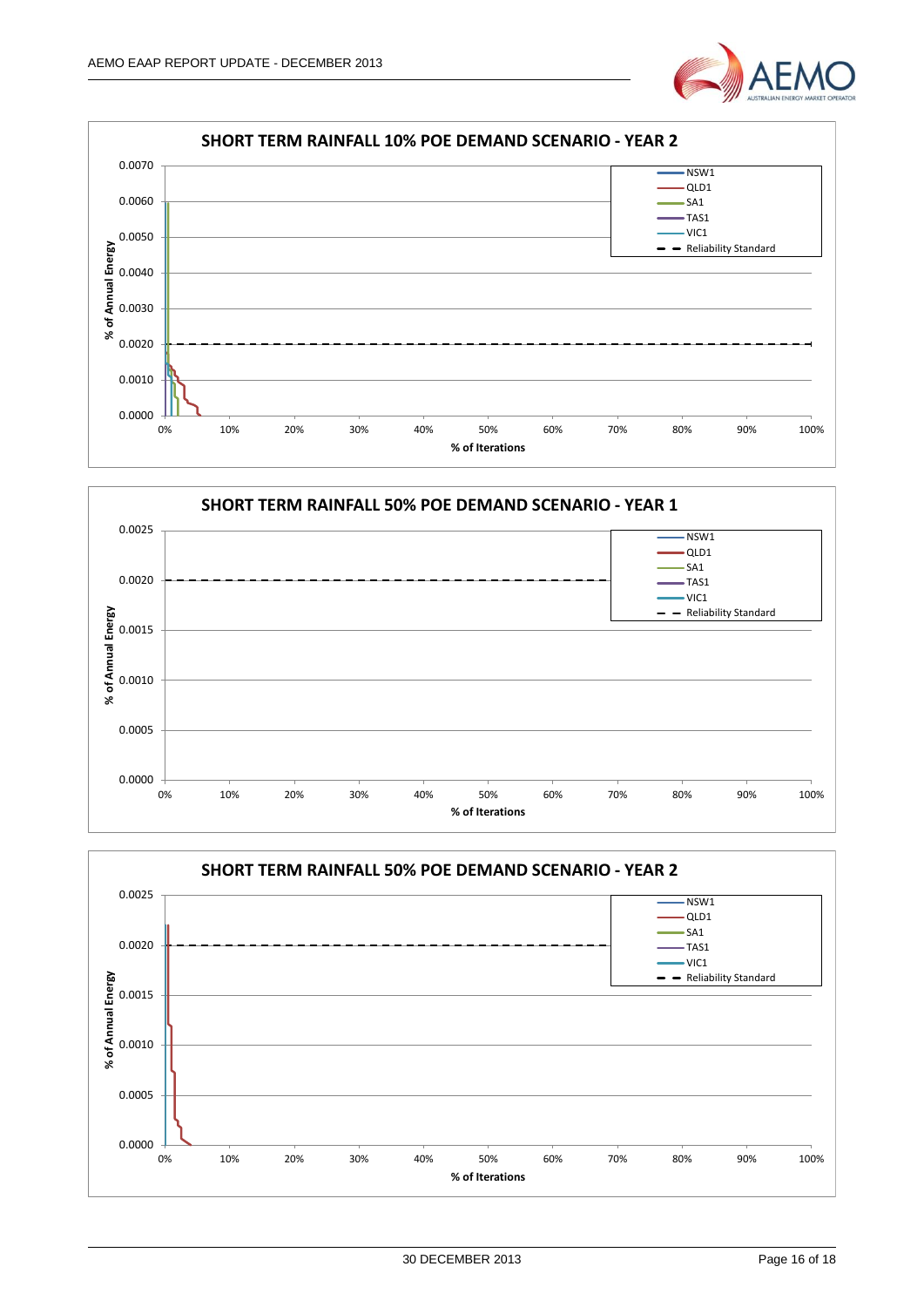**SHORT TERM RAINFALL 10% POE DEMAND SCENARIO - YEAR 2**

% of Annual Energy (0.0000 – 0.0070) vs % of Iterations (0% – 100%)

Legend: NSW1, QLD1, SA1, TAS1, VIC1, Reliability Standard

**SHORT TERM RAINFALL 50% POE DEMAND SCENARIO - YEAR 1**

% of Annual Energy (0.0000 – 0.0025) vs % of Iterations (0% – 100%)

Legend: NSW1, QLD1, SA1, TAS1, VIC1, Reliability Standard

**SHORT TERM RAINFALL 50% POE DEMAND SCENARIO - YEAR 2**

% of Annual Energy (0.0000 – 0.0025) vs % of Iterations (0% – 100%)

Legend: NSW1, QLD1, SA1, TAS1, VIC1, Reliability Standard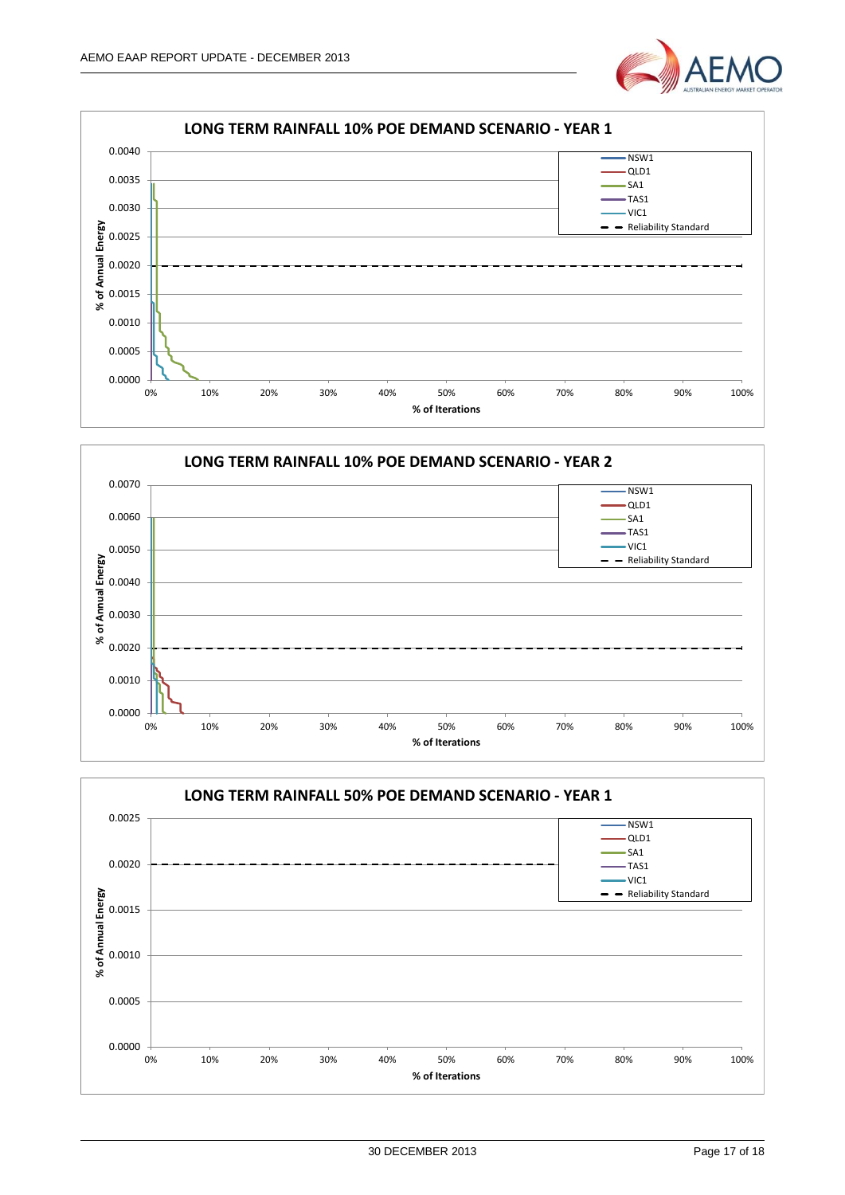**LONG TERM RAINFALL 10% POE DEMAND SCENARIO - YEAR 1**

**LONG TERM RAINFALL 10% POE DEMAND SCENARIO - YEAR 2**

**LONG TERM RAINFALL 50% POE DEMAND SCENARIO - YEAR 1**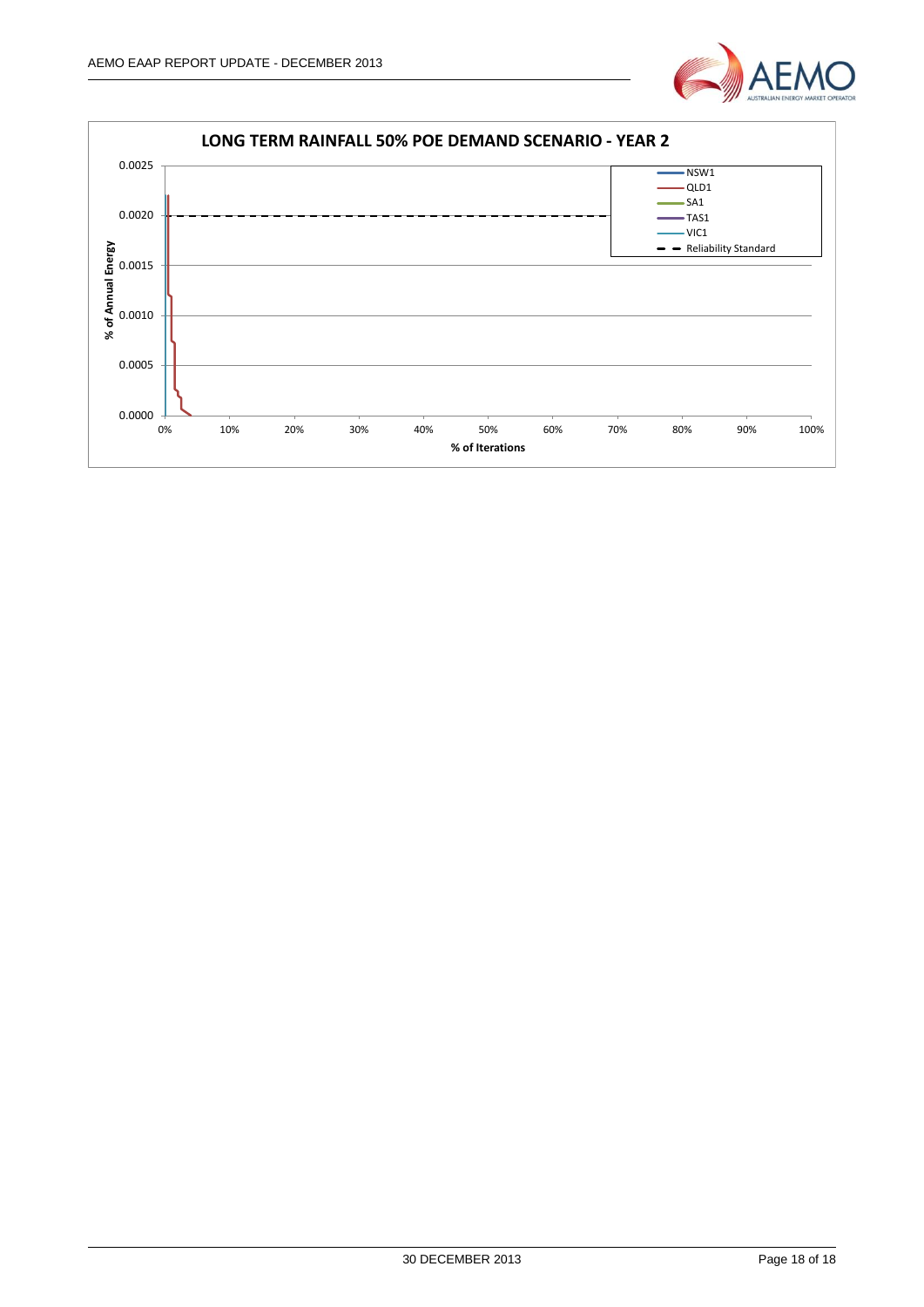LONG TERM RAINFALL 50% POE DEMAND SCENARIO - YEAR 2

% of Annual Energy

0.0025
0.0020
0.0015
0.0010
0.0005
0.0000

0%
10%
20%
30%
40%
50%
60%
70%
80%
90%
100%

% of Iterations

NSW1
QLD1
SA1
TAS1
VIC1
Reliability Standard